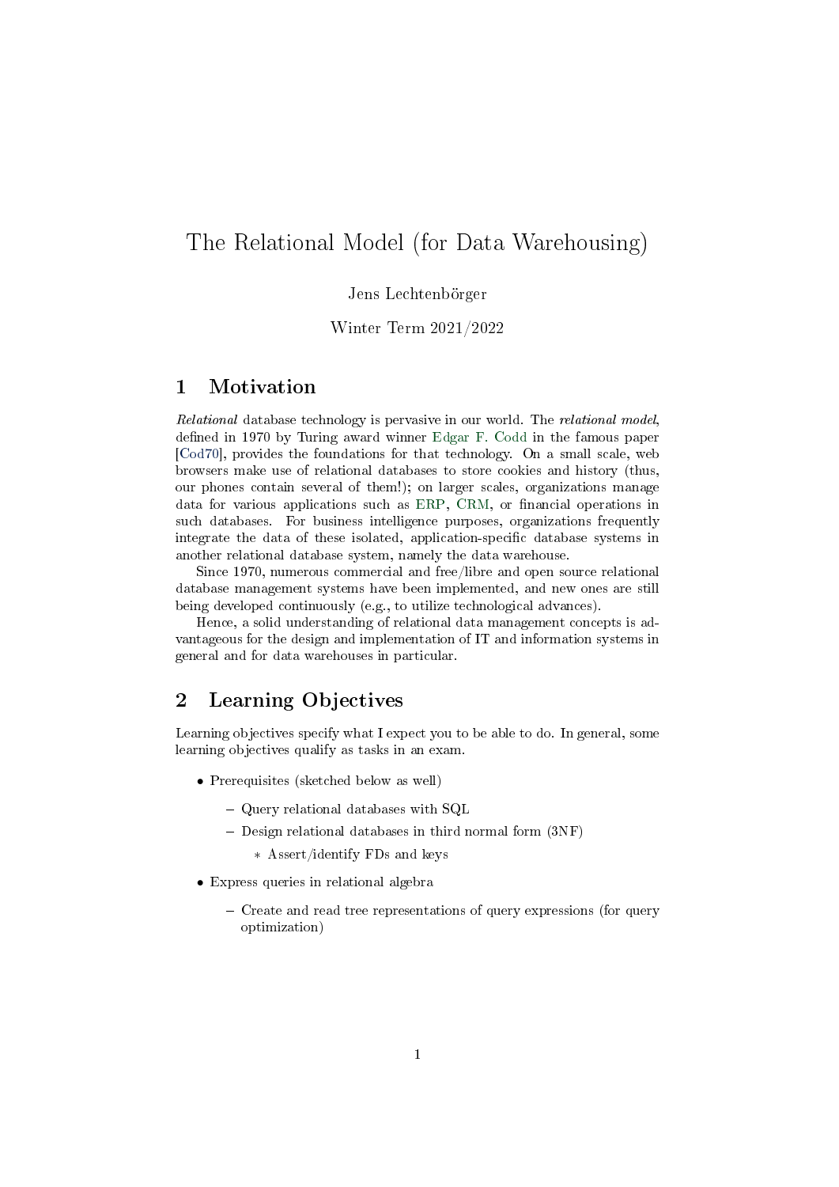# The Relational Model (for Data Warehousing)

Jens Lechtenbörger

Winter Term 2021/2022

## 1 Motivation

*Relational* database technology is pervasive in our world. The *relational model*, defined in 1970 by Turing award winner Edgar F. Codd in the famous paper [Cod70], provides the foundations for that technology. On a small scale, web browsers make use of relational databases to store cookies and history (thus, our phones contain several of them!); on larger scales, organizations manage data for various applications such as ERP, CRM, or financial operations in such databases. For business intelligence purposes, organizations frequently integrate the data of these isolated, application-specific database systems in another relational database system, namely the data warehouse.

Since 1970, numerous commercial and free/libre and open source relational database management systems have been implemented, and new ones are still being developed continuously (e.g., to utilize technological advances).

Hence, a solid understanding of relational data management concepts is advantageous for the design and implementation of IT and information systems in general and for data warehouses in particular.

## 2 Learning Objectives

Learning objectives specify what I expect you to be able to do. In general, some learning objectives qualify as tasks in an exam.

- Prerequisites (sketched below as well)
  - Query relational databases with SQL
  - Design relational databases in third normal form (3NF)
    - Assert/identify FDs and keys
- Express queries in relational algebra
  - Create and read tree representations of query expressions (for query optimization)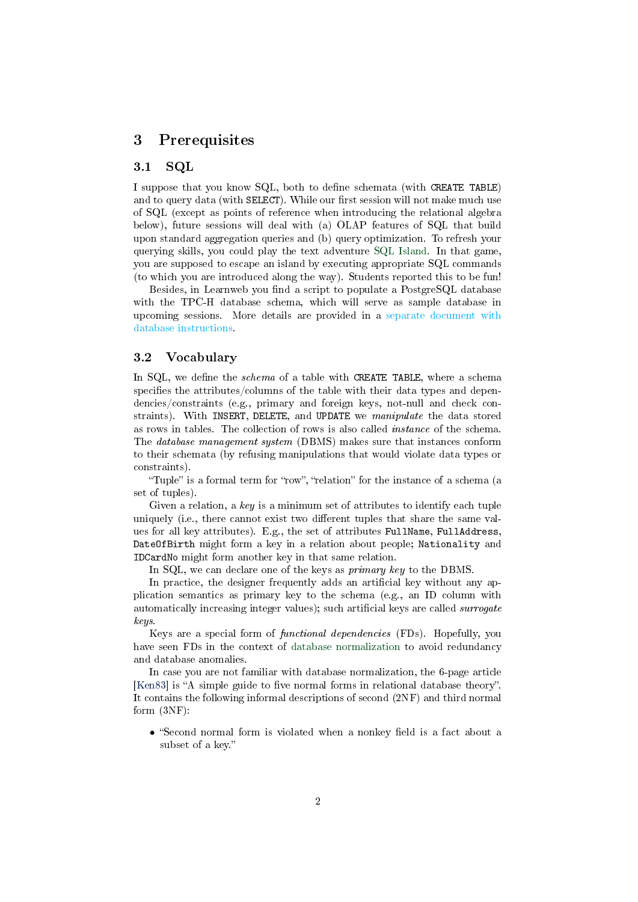## 3 Prerequisites

### 3.1 SQL

I suppose that you know SQL, both to define schemata (with `CREATE TABLE`) and to query data (with `SELECT`). While our first session will not make much use of SQL (except as points of reference when introducing the relational algebra below), future sessions will deal with (a) OLAP features of SQL that build upon standard aggregation queries and (b) query optimization. To refresh your querying skills, you could play the text adventure SQL Island. In that game, you are supposed to escape an island by executing appropriate SQL commands (to which you are introduced along the way). Students reported this to be fun!

Besides, in Learnweb you find a script to populate a PostgreSQL database with the TPC-H database schema, which will serve as sample database in upcoming sessions. More details are provided in a separate document with database instructions.

### 3.2 Vocabulary

In SQL, we define the *schema* of a table with `CREATE TABLE`, where a schema specifies the attributes/columns of the table with their data types and dependencies/constraints (e.g., primary and foreign keys, not-null and check constraints). With `INSERT`, `DELETE`, and `UPDATE` we *manipulate* the data stored as rows in tables. The collection of rows is also called *instance* of the schema. The *database management system* (DBMS) makes sure that instances conform to their schemata (by refusing manipulations that would violate data types or constraints).

"Tuple" is a formal term for "row", "relation" for the instance of a schema (a set of tuples).

Given a relation, a *key* is a minimum set of attributes to identify each tuple uniquely (i.e., there cannot exist two different tuples that share the same values for all key attributes). E.g., the set of attributes `FullName`, `FullAddress`, `DateOfBirth` might form a key in a relation about people; `Nationality` and `IDCardNo` might form another key in that same relation.

In SQL, we can declare one of the keys as *primary key* to the DBMS.

In practice, the designer frequently adds an artificial key without any application semantics as primary key to the schema (e.g., an ID column with automatically increasing integer values); such artificial keys are called *surrogate keys*.

Keys are a special form of *functional dependencies* (FDs). Hopefully, you have seen FDs in the context of database normalization to avoid redundancy and database anomalies.

In case you are not familiar with database normalization, the 6-page article [Ken83] is "A simple guide to five normal forms in relational database theory". It contains the following informal descriptions of second (2NF) and third normal form (3NF):

- "Second normal form is violated when a nonkey field is a fact about a subset of a key."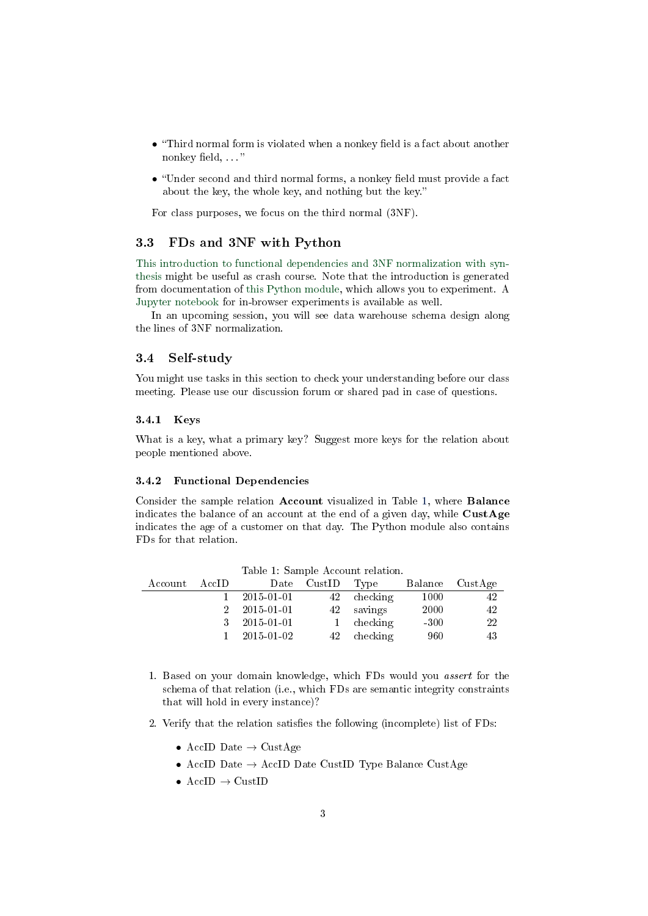- “Third normal form is violated when a nonkey field is a fact about another nonkey field, ...”
- “Under second and third normal forms, a nonkey field must provide a fact about the key, the whole key, and nothing but the key.”

For class purposes, we focus on the third normal (3NF).

## 3.3 FDs and 3NF with Python

This introduction to functional dependencies and 3NF normalization with synthesis might be useful as crash course. Note that the introduction is generated from documentation of this Python module, which allows you to experiment. A Jupyter notebook for in-browser experiments is available as well.

In an upcoming session, you will see data warehouse schema design along the lines of 3NF normalization.

## 3.4 Self-study

You might use tasks in this section to check your understanding before our class meeting. Please use our discussion forum or shared pad in case of questions.

### 3.4.1 Keys

What is a key, what a primary key? Suggest more keys for the relation about people mentioned above.

### 3.4.2 Functional Dependencies

Consider the sample relation **Account** visualized in Table 1, where **Balance** indicates the balance of an account at the end of a given day, while **CustAge** indicates the age of a customer on that day. The Python module also contains FDs for that relation.

Table 1: Sample Account relation.

| Account | AccID | Date | CustID | Type | Balance | CustAge |
|---|---|---|---|---|---|---|
| | 1 | 2015-01-01 | 42 | checking | 1000 | 42 |
| | 2 | 2015-01-01 | 42 | savings | 2000 | 42 |
| | 3 | 2015-01-01 | 1 | checking | -300 | 22 |
| | 1 | 2015-01-02 | 42 | checking | 960 | 43 |

1. Based on your domain knowledge, which FDs would you *assert* for the schema of that relation (i.e., which FDs are semantic integrity constraints that will hold in every instance)?
2. Verify that the relation satisfies the following (incomplete) list of FDs:
   - AccID Date → CustAge
   - AccID Date → AccID Date CustID Type Balance CustAge
   - AccID → CustID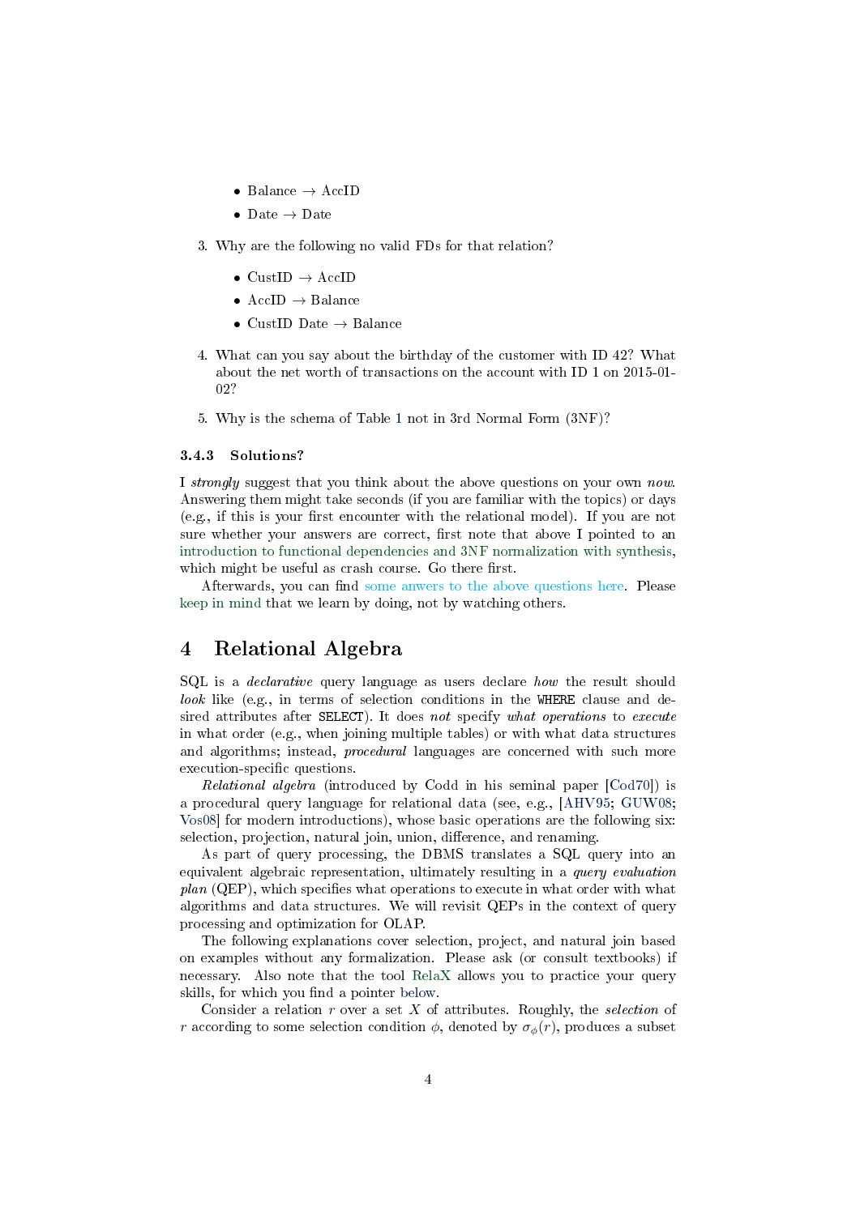- Balance → AccID
- Date → Date

3. Why are the following no valid FDs for that relation?

   - CustID → AccID
   - AccID → Balance
   - CustID Date → Balance

4. What can you say about the birthday of the customer with ID 42? What about the net worth of transactions on the account with ID 1 on 2015-01-02?

5. Why is the schema of Table 1 not in 3rd Normal Form (3NF)?

#### 3.4.3 Solutions?

I *strongly* suggest that you think about the above questions on your own *now*. Answering them might take seconds (if you are familiar with the topics) or days (e.g., if this is your first encounter with the relational model). If you are not sure whether your answers are correct, first note that above I pointed to an introduction to functional dependencies and 3NF normalization with synthesis, which might be useful as crash course. Go there first.

Afterwards, you can find some anwers to the above questions here. Please keep in mind that we learn by doing, not by watching others.

## 4 Relational Algebra

SQL is a *declarative* query language as users declare *how* the result should *look* like (e.g., in terms of selection conditions in the `WHERE` clause and desired attributes after `SELECT`). It does *not* specify *what operations* to *execute* in what order (e.g., when joining multiple tables) or with what data structures and algorithms; instead, *procedural* languages are concerned with such more execution-specific questions.

*Relational algebra* (introduced by Codd in his seminal paper [Cod70]) is a procedural query language for relational data (see, e.g., [AHV95; GUW08; Vos08] for modern introductions), whose basic operations are the following six: selection, projection, natural join, union, difference, and renaming.

As part of query processing, the DBMS translates a SQL query into an equivalent algebraic representation, ultimately resulting in a *query evaluation plan* (QEP), which specifies what operations to execute in what order with what algorithms and data structures. We will revisit QEPs in the context of query processing and optimization for OLAP.

The following explanations cover selection, project, and natural join based on examples without any formalization. Please ask (or consult textbooks) if necessary. Also note that the tool RelaX allows you to practice your query skills, for which you find a pointer below.

Consider a relation $r$ over a set $X$ of attributes. Roughly, the *selection* of $r$ according to some selection condition $\phi$, denoted by $\sigma_\phi(r)$, produces a subset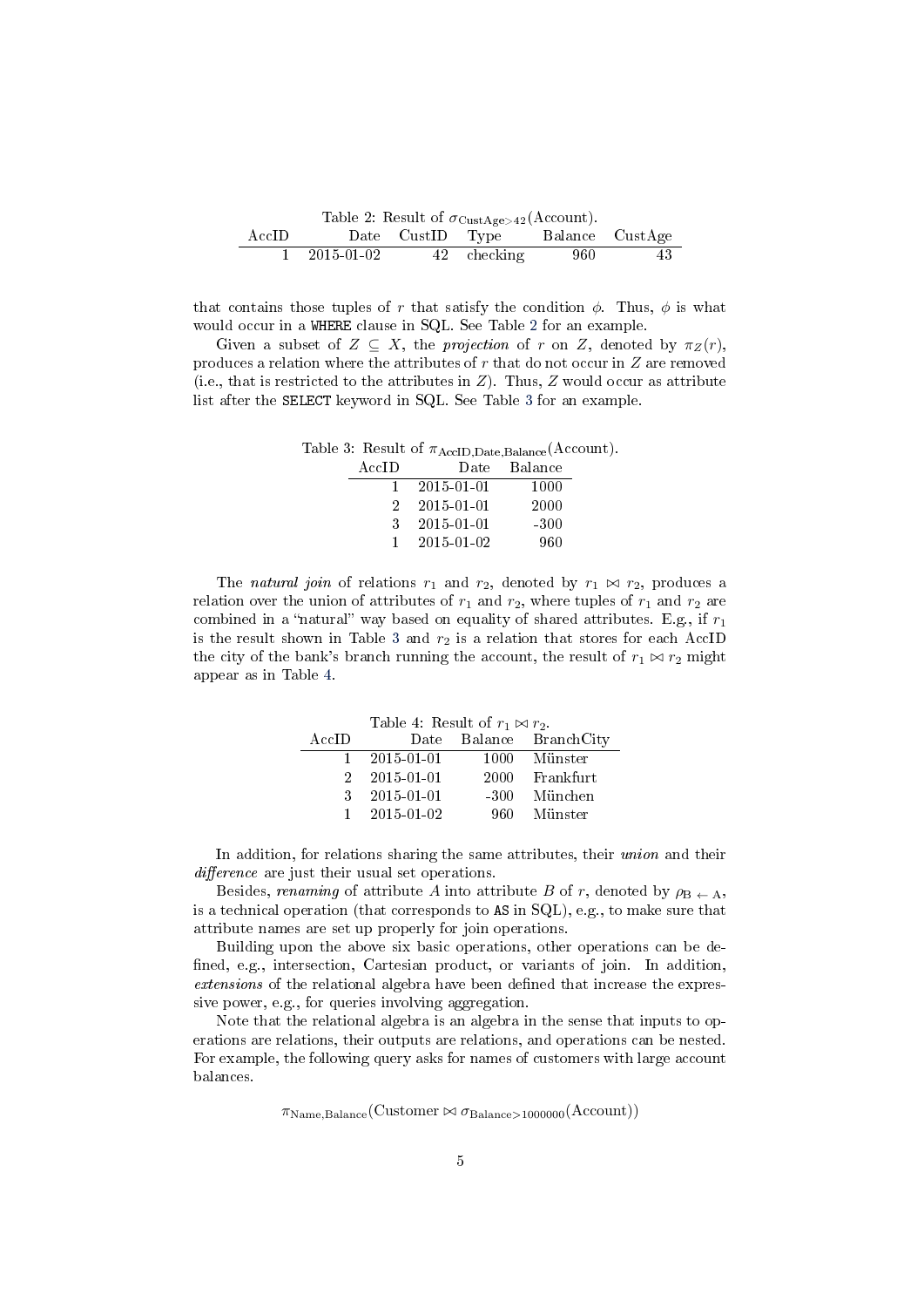Table 2: Result of $\sigma_{\text{CustAge}>42}(\text{Account})$.

| AccID | Date | CustID | Type | Balance | CustAge |
|---|---|---|---|---|---|
| 1 | 2015-01-02 | 42 | checking | 960 | 43 |

that contains those tuples of $r$ that satisfy the condition $\phi$. Thus, $\phi$ is what would occur in a `WHERE` clause in SQL. See Table 2 for an example.

Given a subset of $Z \subseteq X$, the *projection* of $r$ on $Z$, denoted by $\pi_Z(r)$, produces a relation where the attributes of $r$ that do not occur in $Z$ are removed (i.e., that is restricted to the attributes in $Z$). Thus, $Z$ would occur as attribute list after the `SELECT` keyword in SQL. See Table 3 for an example.

Table 3: Result of $\pi_{\text{AccID,Date,Balance}}(\text{Account})$.

| AccID | Date | Balance |
|---|---|---|
| 1 | 2015-01-01 | 1000 |
| 2 | 2015-01-01 | 2000 |
| 3 | 2015-01-01 | -300 |
| 1 | 2015-01-02 | 960 |

The *natural join* of relations $r_1$ and $r_2$, denoted by $r_1 \bowtie r_2$, produces a relation over the union of attributes of $r_1$ and $r_2$, where tuples of $r_1$ and $r_2$ are combined in a "natural" way based on equality of shared attributes. E.g., if $r_1$ is the result shown in Table 3 and $r_2$ is a relation that stores for each AccID the city of the bank's branch running the account, the result of $r_1 \bowtie r_2$ might appear as in Table 4.

Table 4: Result of $r_1 \bowtie r_2$.

| AccID | Date | Balance | BranchCity |
|---|---|---|---|
| 1 | 2015-01-01 | 1000 | Münster |
| 2 | 2015-01-01 | 2000 | Frankfurt |
| 3 | 2015-01-01 | -300 | München |
| 1 | 2015-01-02 | 960 | Münster |

In addition, for relations sharing the same attributes, their *union* and their *difference* are just their usual set operations.

Besides, *renaming* of attribute $A$ into attribute $B$ of $r$, denoted by $\rho_{\text{B} \leftarrow \text{A}}$, is a technical operation (that corresponds to `AS` in SQL), e.g., to make sure that attribute names are set up properly for join operations.

Building upon the above six basic operations, other operations can be defined, e.g., intersection, Cartesian product, or variants of join. In addition, *extensions* of the relational algebra have been defined that increase the expressive power, e.g., for queries involving aggregation.

Note that the relational algebra is an algebra in the sense that inputs to operations are relations, their outputs are relations, and operations can be nested. For example, the following query asks for names of customers with large account balances.

$$\pi_{\text{Name,Balance}}(\text{Customer} \bowtie \sigma_{\text{Balance}>1000000}(\text{Account}))$$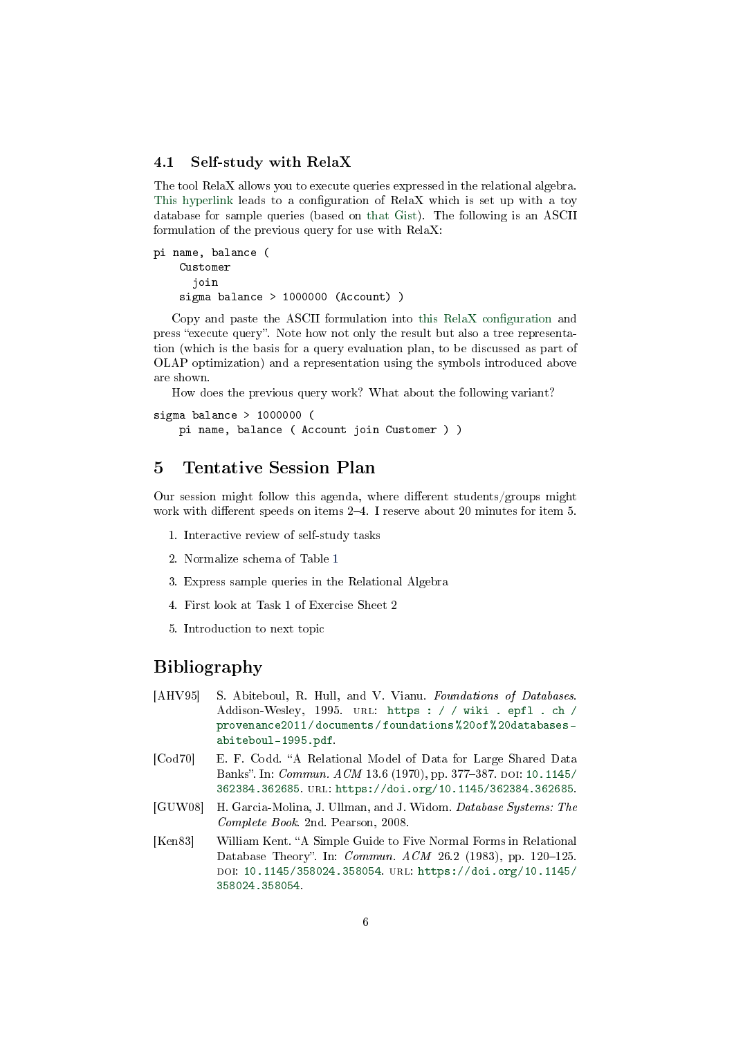### 4.1 Self-study with RelaX

The tool RelaX allows you to execute queries expressed in the relational algebra. This hyperlink leads to a configuration of RelaX which is set up with a toy database for sample queries (based on that Gist). The following is an ASCII formulation of the previous query for use with RelaX:

```
pi name, balance (
    Customer
      join
    sigma balance > 1000000 (Account) )
```

Copy and paste the ASCII formulation into this RelaX configuration and press "execute query". Note how not only the result but also a tree representation (which is the basis for a query evaluation plan, to be discussed as part of OLAP optimization) and a representation using the symbols introduced above are shown.

How does the previous query work? What about the following variant?

```
sigma balance > 1000000 (
    pi name, balance ( Account join Customer ) )
```

## 5 Tentative Session Plan

Our session might follow this agenda, where different students/groups might work with different speeds on items 2–4. I reserve about 20 minutes for item 5.

1. Interactive review of self-study tasks
2. Normalize schema of Table 1
3. Express sample queries in the Relational Algebra
4. First look at Task 1 of Exercise Sheet 2
5. Introduction to next topic

## Bibliography

[AHV95] S. Abiteboul, R. Hull, and V. Vianu. *Foundations of Databases*. Addison-Wesley, 1995. URL: https://wiki.epfl.ch/provenance2011/documents/foundations%20of%20databases-abiteboul-1995.pdf.

[Cod70] E. F. Codd. "A Relational Model of Data for Large Shared Data Banks". In: *Commun. ACM* 13.6 (1970), pp. 377–387. DOI: 10.1145/362384.362685. URL: https://doi.org/10.1145/362384.362685.

[GUW08] H. Garcia-Molina, J. Ullman, and J. Widom. *Database Systems: The Complete Book*. 2nd. Pearson, 2008.

[Ken83] William Kent. "A Simple Guide to Five Normal Forms in Relational Database Theory". In: *Commun. ACM* 26.2 (1983), pp. 120–125. DOI: 10.1145/358024.358054. URL: https://doi.org/10.1145/358024.358054.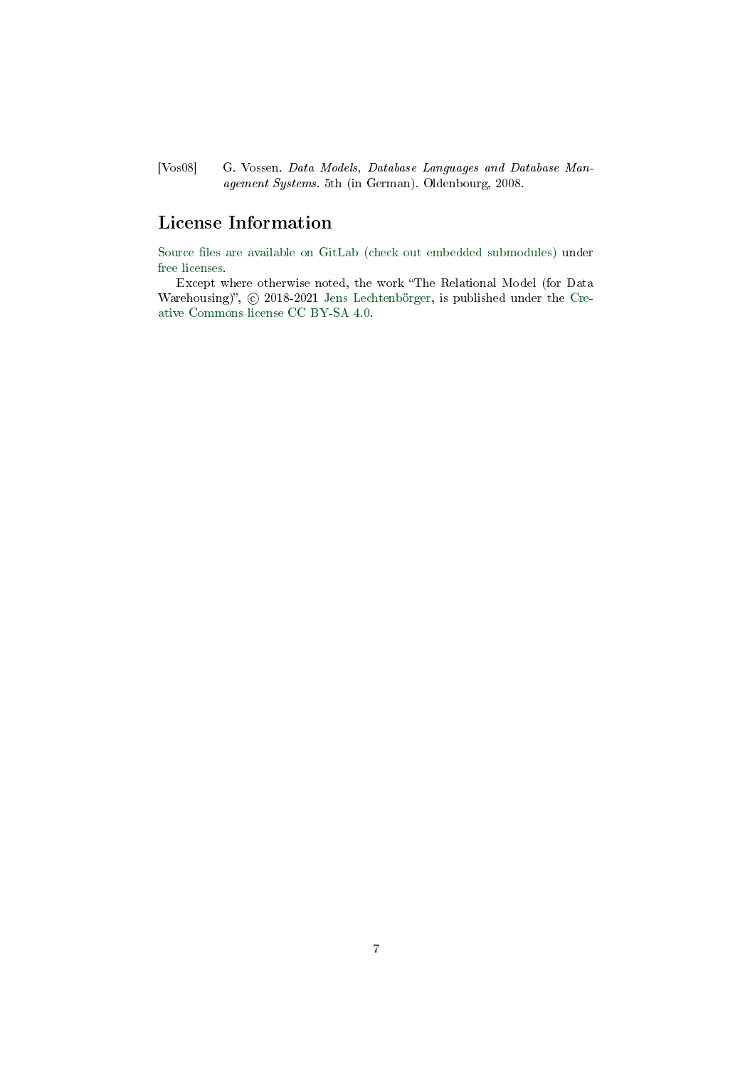[Vos08] G. Vossen. *Data Models, Database Languages and Database Management Systems*. 5th (in German). Oldenbourg, 2008.

## License Information

Source files are available on GitLab (check out embedded submodules) under free licenses.

Except where otherwise noted, the work "The Relational Model (for Data Warehousing)", © 2018-2021 Jens Lechtenbörger, is published under the Creative Commons license CC BY-SA 4.0.